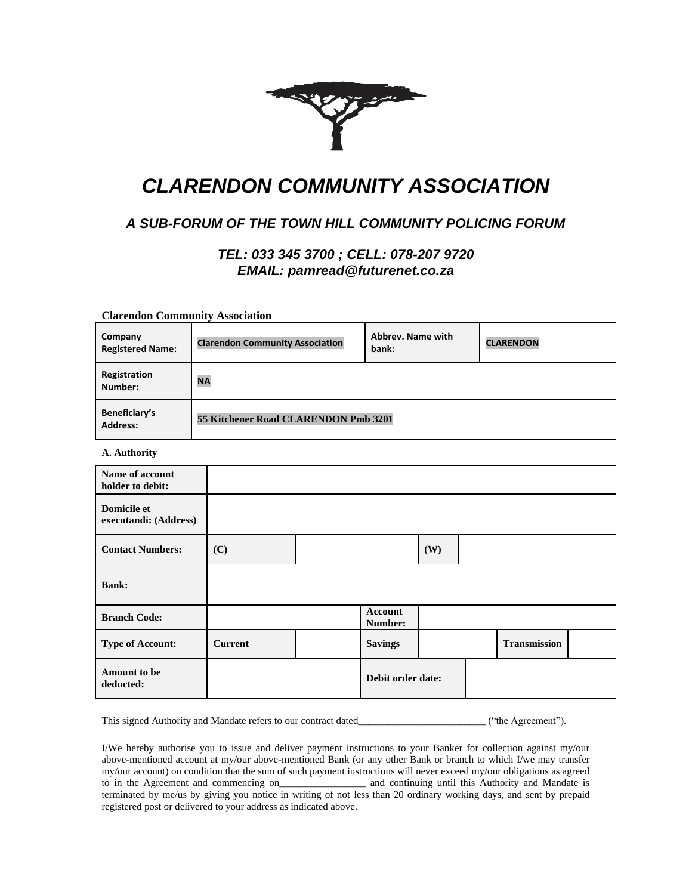# *CLARENDON COMMUNITY ASSOCIATION*

### *A SUB-FORUM OF THE TOWN HILL COMMUNITY POLICING FORUM*

### *TEL: 033 345 3700 ; CELL: 078-207 9720*
### *EMAIL: pamread@futurenet.co.za*

**Clarendon Community Association**

| **Company Registered Name:** | **Clarendon Community Association** | **Abbrev. Name with bank:** | **CLARENDON** |
|---|---|---|---|
| **Registration Number:** | **NA** | | |
| **Beneficiary's Address:** | **55 Kitchener Road CLARENDON Pmb 3201** | | |

**A. Authority**

| **Name of account holder to debit:** | | | | | | |
|---|---|---|---|---|---|---|
| **Domicile et executandi: (Address)** | | | | | | |
| **Contact Numbers:** | **(C)** | | **(W)** | | | |
| **Bank:** | | | | | | |
| **Branch Code:** | | **Account Number:** | | | | |
| **Type of Account:** | **Current** | | **Savings** | | **Transmission** | |
| **Amount to be deducted:** | | **Debit order date:** | | | | |

This signed Authority and Mandate refers to our contract dated_________________________ ("the Agreement").

I/We hereby authorise you to issue and deliver payment instructions to your Banker for collection against my/our above-mentioned account at my/our above-mentioned Bank (or any other Bank or branch to which I/we may transfer my/our account) on condition that the sum of such payment instructions will never exceed my/our obligations as agreed to in the Agreement and commencing on_________________ and continuing until this Authority and Mandate is terminated by me/us by giving you notice in writing of not less than 20 ordinary working days, and sent by prepaid registered post or delivered to your address as indicated above.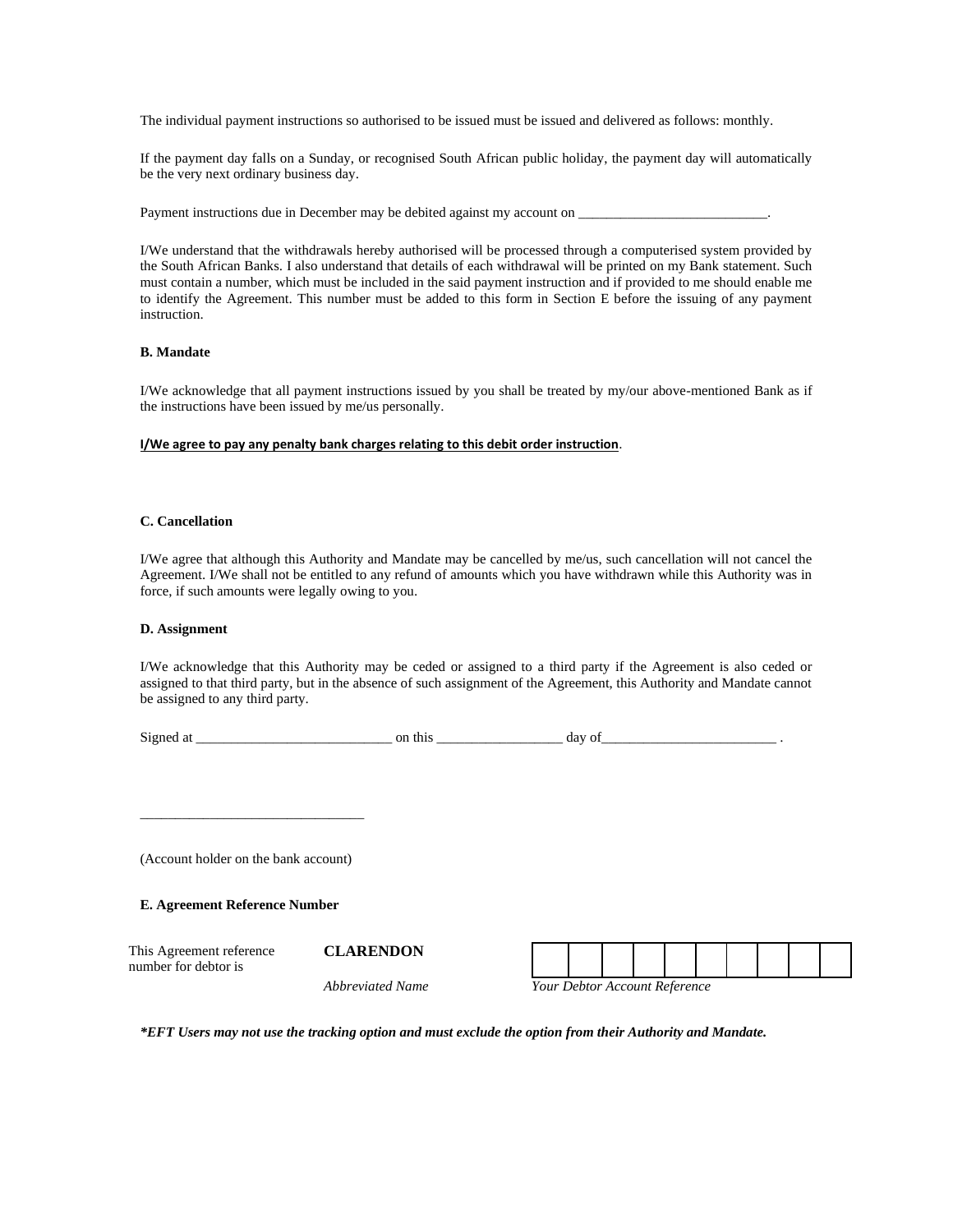The individual payment instructions so authorised to be issued must be issued and delivered as follows: monthly.

If the payment day falls on a Sunday, or recognised South African public holiday, the payment day will automatically be the very next ordinary business day.

Payment instructions due in December may be debited against my account on ___________________________.

I/We understand that the withdrawals hereby authorised will be processed through a computerised system provided by the South African Banks. I also understand that details of each withdrawal will be printed on my Bank statement. Such must contain a number, which must be included in the said payment instruction and if provided to me should enable me to identify the Agreement. This number must be added to this form in Section E before the issuing of any payment instruction.

**B. Mandate**

I/We acknowledge that all payment instructions issued by you shall be treated by my/our above-mentioned Bank as if the instructions have been issued by me/us personally.

**I/We agree to pay any penalty bank charges relating to this debit order instruction**.

**C. Cancellation**

I/We agree that although this Authority and Mandate may be cancelled by me/us, such cancellation will not cancel the Agreement. I/We shall not be entitled to any refund of amounts which you have withdrawn while this Authority was in force, if such amounts were legally owing to you.

**D. Assignment**

I/We acknowledge that this Authority may be ceded or assigned to a third party if the Agreement is also ceded or assigned to that third party, but in the absence of such assignment of the Agreement, this Authority and Mandate cannot be assigned to any third party.

Signed at ____________________________ on this __________________ day of_________________________ .

_______________________________

(Account holder on the bank account)

**E. Agreement Reference Number**

| | | |
|---|---|---|
| This Agreement reference number for debtor is | **CLARENDON** | |
| | *Abbreviated Name* | *Your Debtor Account Reference* |

***EFT Users may not use the tracking option and must exclude the option from their Authority and Mandate.***